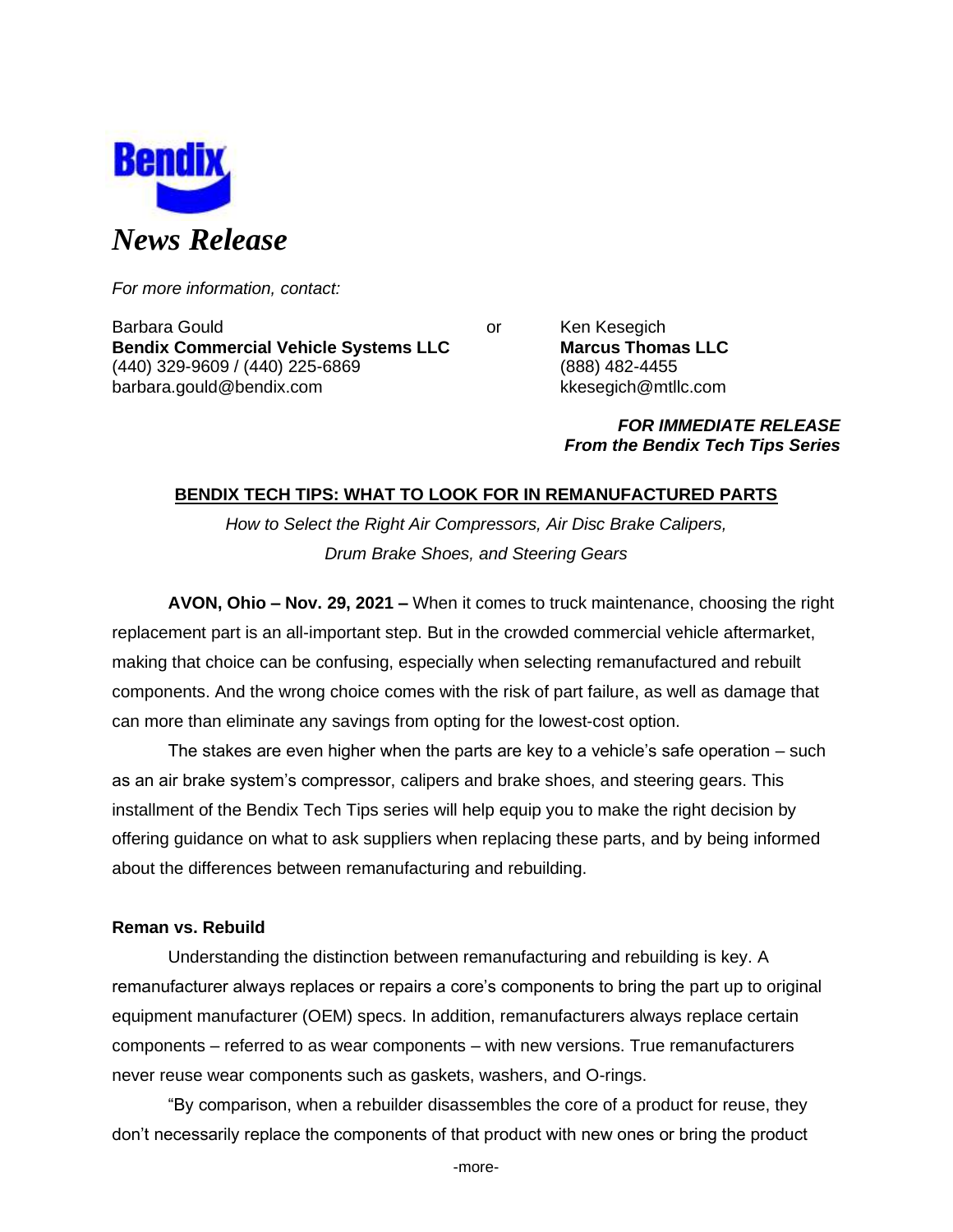Bendix

*News Release*

*For more information, contact:*

Barbara Gould
**Bendix Commercial Vehicle Systems LLC**
(440) 329-9609 / (440) 225-6869
barbara.gould@bendix.com

or

Ken Kesegich
**Marcus Thomas LLC**
(888) 482-4455
kkesegich@mtllc.com

***FOR IMMEDIATE RELEASE***
***From the Bendix Tech Tips Series***

## BENDIX TECH TIPS: WHAT TO LOOK FOR IN REMANUFACTURED PARTS

*How to Select the Right Air Compressors, Air Disc Brake Calipers, Drum Brake Shoes, and Steering Gears*

**AVON, Ohio – Nov. 29, 2021 –** When it comes to truck maintenance, choosing the right replacement part is an all-important step. But in the crowded commercial vehicle aftermarket, making that choice can be confusing, especially when selecting remanufactured and rebuilt components. And the wrong choice comes with the risk of part failure, as well as damage that can more than eliminate any savings from opting for the lowest-cost option.

The stakes are even higher when the parts are key to a vehicle's safe operation – such as an air brake system's compressor, calipers and brake shoes, and steering gears. This installment of the Bendix Tech Tips series will help equip you to make the right decision by offering guidance on what to ask suppliers when replacing these parts, and by being informed about the differences between remanufacturing and rebuilding.

**Reman vs. Rebuild**

Understanding the distinction between remanufacturing and rebuilding is key. A remanufacturer always replaces or repairs a core's components to bring the part up to original equipment manufacturer (OEM) specs. In addition, remanufacturers always replace certain components – referred to as wear components – with new versions. True remanufacturers never reuse wear components such as gaskets, washers, and O-rings.

"By comparison, when a rebuilder disassembles the core of a product for reuse, they don't necessarily replace the components of that product with new ones or bring the product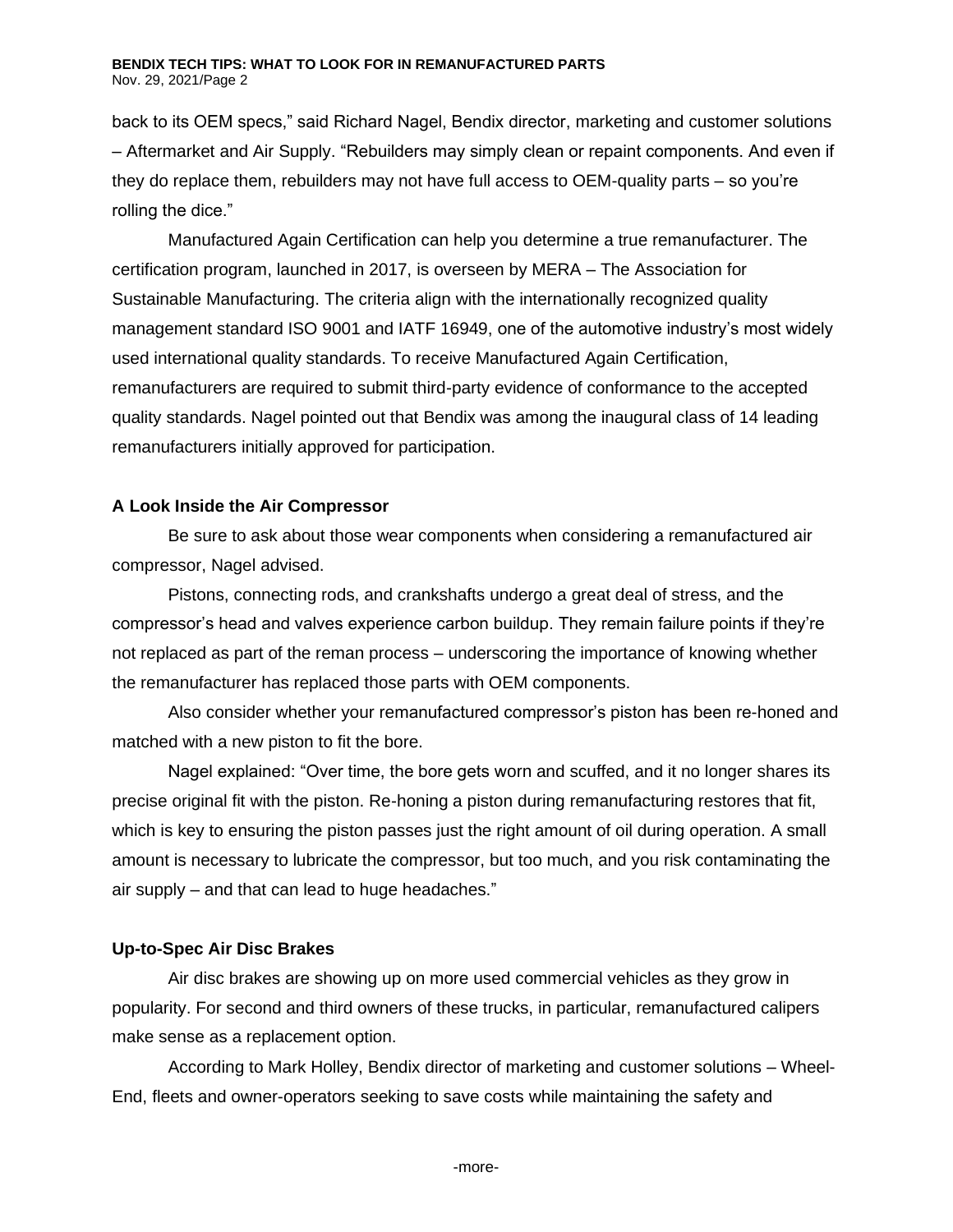back to its OEM specs," said Richard Nagel, Bendix director, marketing and customer solutions – Aftermarket and Air Supply. "Rebuilders may simply clean or repaint components. And even if they do replace them, rebuilders may not have full access to OEM-quality parts – so you're rolling the dice."

Manufactured Again Certification can help you determine a true remanufacturer. The certification program, launched in 2017, is overseen by MERA – The Association for Sustainable Manufacturing. The criteria align with the internationally recognized quality management standard ISO 9001 and IATF 16949, one of the automotive industry's most widely used international quality standards. To receive Manufactured Again Certification, remanufacturers are required to submit third-party evidence of conformance to the accepted quality standards. Nagel pointed out that Bendix was among the inaugural class of 14 leading remanufacturers initially approved for participation.

**A Look Inside the Air Compressor**

Be sure to ask about those wear components when considering a remanufactured air compressor, Nagel advised.

Pistons, connecting rods, and crankshafts undergo a great deal of stress, and the compressor's head and valves experience carbon buildup. They remain failure points if they're not replaced as part of the reman process – underscoring the importance of knowing whether the remanufacturer has replaced those parts with OEM components.

Also consider whether your remanufactured compressor's piston has been re-honed and matched with a new piston to fit the bore.

Nagel explained: "Over time, the bore gets worn and scuffed, and it no longer shares its precise original fit with the piston. Re-honing a piston during remanufacturing restores that fit, which is key to ensuring the piston passes just the right amount of oil during operation. A small amount is necessary to lubricate the compressor, but too much, and you risk contaminating the air supply – and that can lead to huge headaches."

**Up-to-Spec Air Disc Brakes**

Air disc brakes are showing up on more used commercial vehicles as they grow in popularity. For second and third owners of these trucks, in particular, remanufactured calipers make sense as a replacement option.

According to Mark Holley, Bendix director of marketing and customer solutions – Wheel-End, fleets and owner-operators seeking to save costs while maintaining the safety and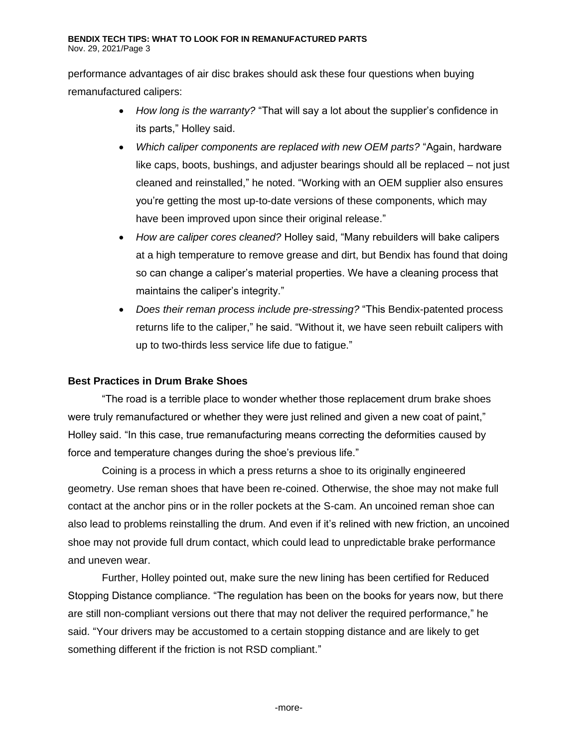performance advantages of air disc brakes should ask these four questions when buying remanufactured calipers:

- *How long is the warranty?* "That will say a lot about the supplier's confidence in its parts," Holley said.
- *Which caliper components are replaced with new OEM parts?* "Again, hardware like caps, boots, bushings, and adjuster bearings should all be replaced – not just cleaned and reinstalled," he noted. "Working with an OEM supplier also ensures you're getting the most up-to-date versions of these components, which may have been improved upon since their original release."
- *How are caliper cores cleaned?* Holley said, "Many rebuilders will bake calipers at a high temperature to remove grease and dirt, but Bendix has found that doing so can change a caliper's material properties. We have a cleaning process that maintains the caliper's integrity."
- *Does their reman process include pre-stressing?* "This Bendix-patented process returns life to the caliper," he said. "Without it, we have seen rebuilt calipers with up to two-thirds less service life due to fatigue."

**Best Practices in Drum Brake Shoes**

"The road is a terrible place to wonder whether those replacement drum brake shoes were truly remanufactured or whether they were just relined and given a new coat of paint," Holley said. "In this case, true remanufacturing means correcting the deformities caused by force and temperature changes during the shoe's previous life."

Coining is a process in which a press returns a shoe to its originally engineered geometry. Use reman shoes that have been re-coined. Otherwise, the shoe may not make full contact at the anchor pins or in the roller pockets at the S-cam. An uncoined reman shoe can also lead to problems reinstalling the drum. And even if it's relined with new friction, an uncoined shoe may not provide full drum contact, which could lead to unpredictable brake performance and uneven wear.

Further, Holley pointed out, make sure the new lining has been certified for Reduced Stopping Distance compliance. "The regulation has been on the books for years now, but there are still non-compliant versions out there that may not deliver the required performance," he said. "Your drivers may be accustomed to a certain stopping distance and are likely to get something different if the friction is not RSD compliant."

-more-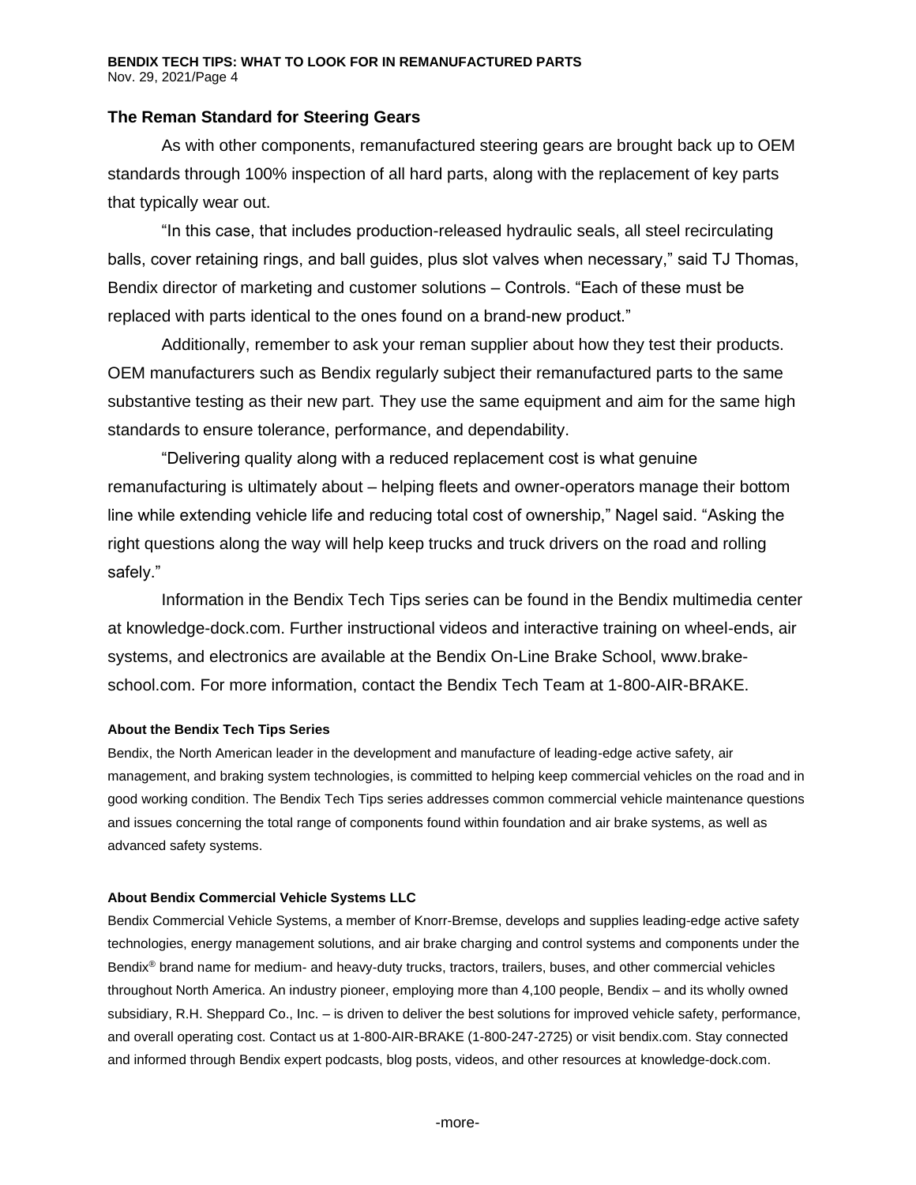## The Reman Standard for Steering Gears

As with other components, remanufactured steering gears are brought back up to OEM standards through 100% inspection of all hard parts, along with the replacement of key parts that typically wear out.

"In this case, that includes production-released hydraulic seals, all steel recirculating balls, cover retaining rings, and ball guides, plus slot valves when necessary," said TJ Thomas, Bendix director of marketing and customer solutions – Controls. "Each of these must be replaced with parts identical to the ones found on a brand-new product."

Additionally, remember to ask your reman supplier about how they test their products. OEM manufacturers such as Bendix regularly subject their remanufactured parts to the same substantive testing as their new part. They use the same equipment and aim for the same high standards to ensure tolerance, performance, and dependability.

"Delivering quality along with a reduced replacement cost is what genuine remanufacturing is ultimately about – helping fleets and owner-operators manage their bottom line while extending vehicle life and reducing total cost of ownership," Nagel said. "Asking the right questions along the way will help keep trucks and truck drivers on the road and rolling safely."

Information in the Bendix Tech Tips series can be found in the Bendix multimedia center at knowledge-dock.com. Further instructional videos and interactive training on wheel-ends, air systems, and electronics are available at the Bendix On-Line Brake School, www.brake-school.com. For more information, contact the Bendix Tech Team at 1-800-AIR-BRAKE.

#### About the Bendix Tech Tips Series

Bendix, the North American leader in the development and manufacture of leading-edge active safety, air management, and braking system technologies, is committed to helping keep commercial vehicles on the road and in good working condition. The Bendix Tech Tips series addresses common commercial vehicle maintenance questions and issues concerning the total range of components found within foundation and air brake systems, as well as advanced safety systems.

#### About Bendix Commercial Vehicle Systems LLC

Bendix Commercial Vehicle Systems, a member of Knorr-Bremse, develops and supplies leading-edge active safety technologies, energy management solutions, and air brake charging and control systems and components under the Bendix® brand name for medium- and heavy-duty trucks, tractors, trailers, buses, and other commercial vehicles throughout North America. An industry pioneer, employing more than 4,100 people, Bendix – and its wholly owned subsidiary, R.H. Sheppard Co., Inc. – is driven to deliver the best solutions for improved vehicle safety, performance, and overall operating cost. Contact us at 1-800-AIR-BRAKE (1-800-247-2725) or visit bendix.com. Stay connected and informed through Bendix expert podcasts, blog posts, videos, and other resources at knowledge-dock.com.

-more-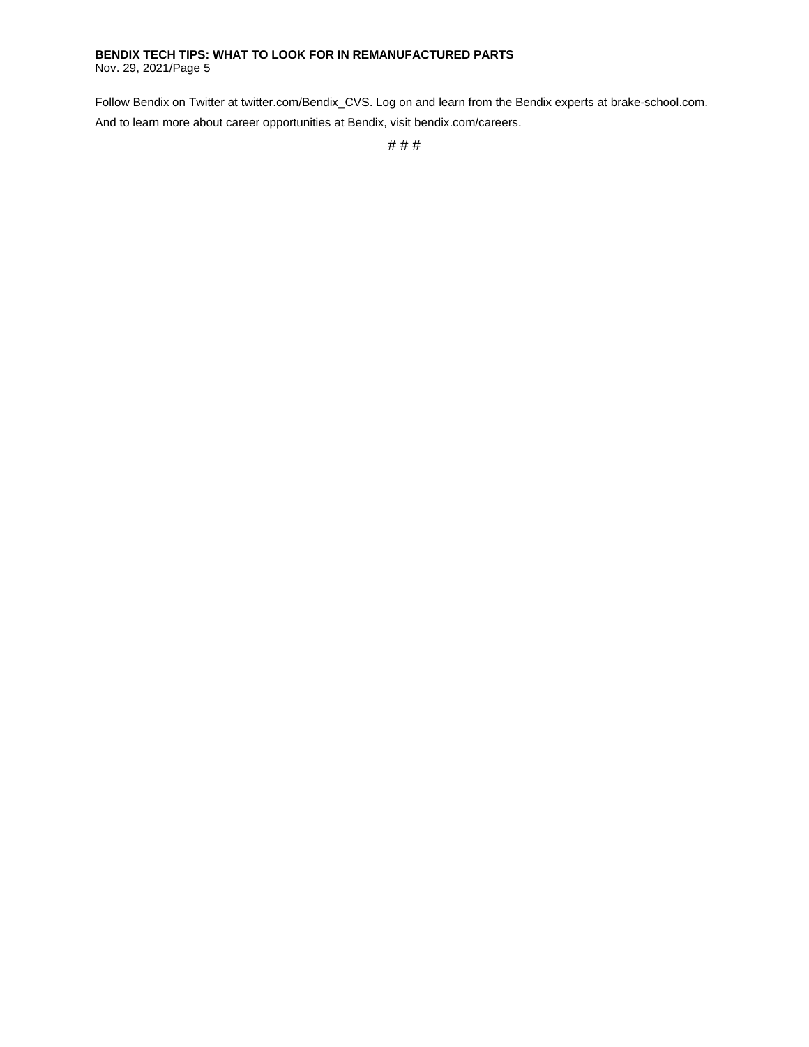Follow Bendix on Twitter at twitter.com/Bendix_CVS. Log on and learn from the Bendix experts at brake-school.com. And to learn more about career opportunities at Bendix, visit bendix.com/careers.

# # #